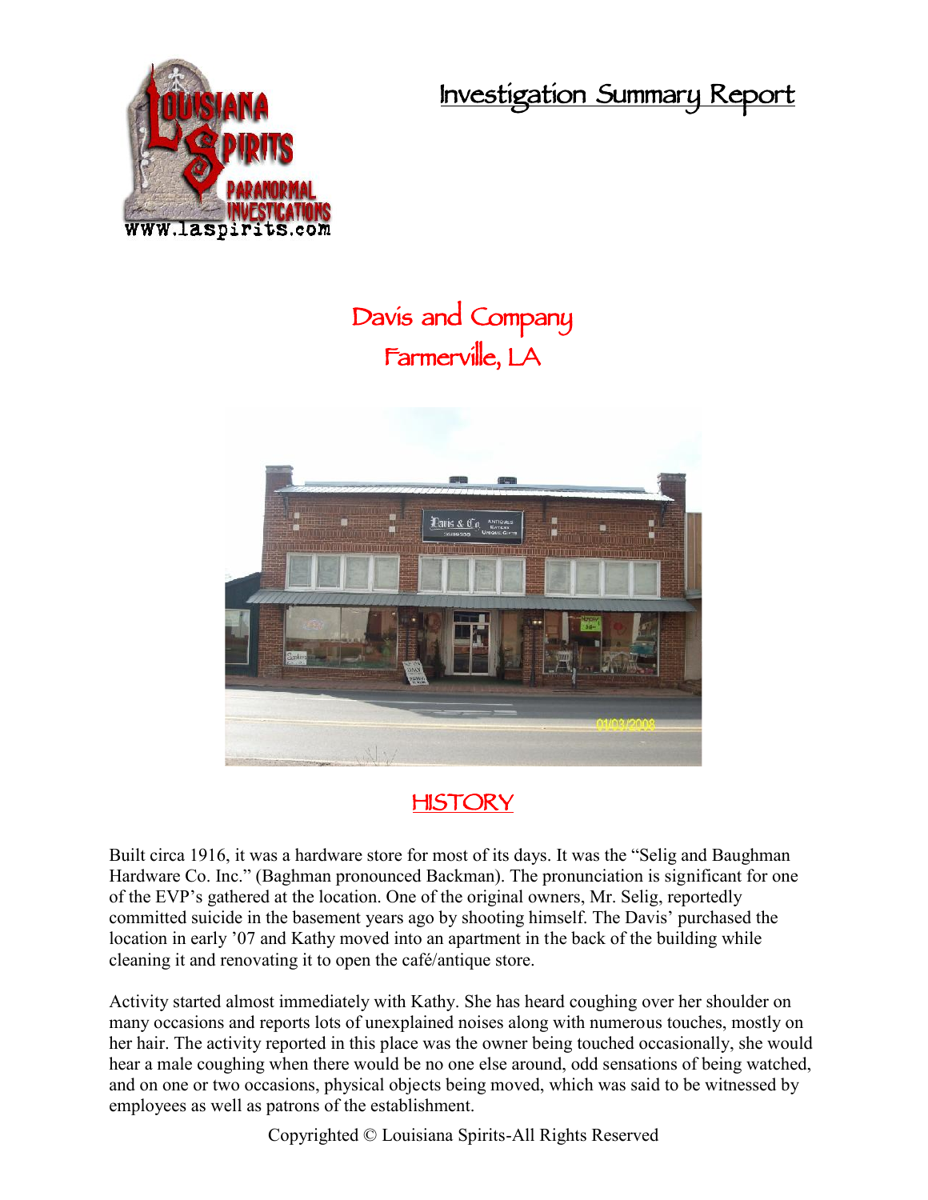# Investigation Summary Report

## Davis and Company
## Farmerville, LA

## HISTORY

Built circa 1916, it was a hardware store for most of its days. It was the "Selig and Baughman Hardware Co. Inc." (Baghman pronounced Backman). The pronunciation is significant for one of the EVP's gathered at the location. One of the original owners, Mr. Selig, reportedly committed suicide in the basement years ago by shooting himself. The Davis' purchased the location in early '07 and Kathy moved into an apartment in the back of the building while cleaning it and renovating it to open the café/antique store.

Activity started almost immediately with Kathy. She has heard coughing over her shoulder on many occasions and reports lots of unexplained noises along with numerous touches, mostly on her hair. The activity reported in this place was the owner being touched occasionally, she would hear a male coughing when there would be no one else around, odd sensations of being watched, and on one or two occasions, physical objects being moved, which was said to be witnessed by employees as well as patrons of the establishment.

Copyrighted © Louisiana Spirits-All Rights Reserved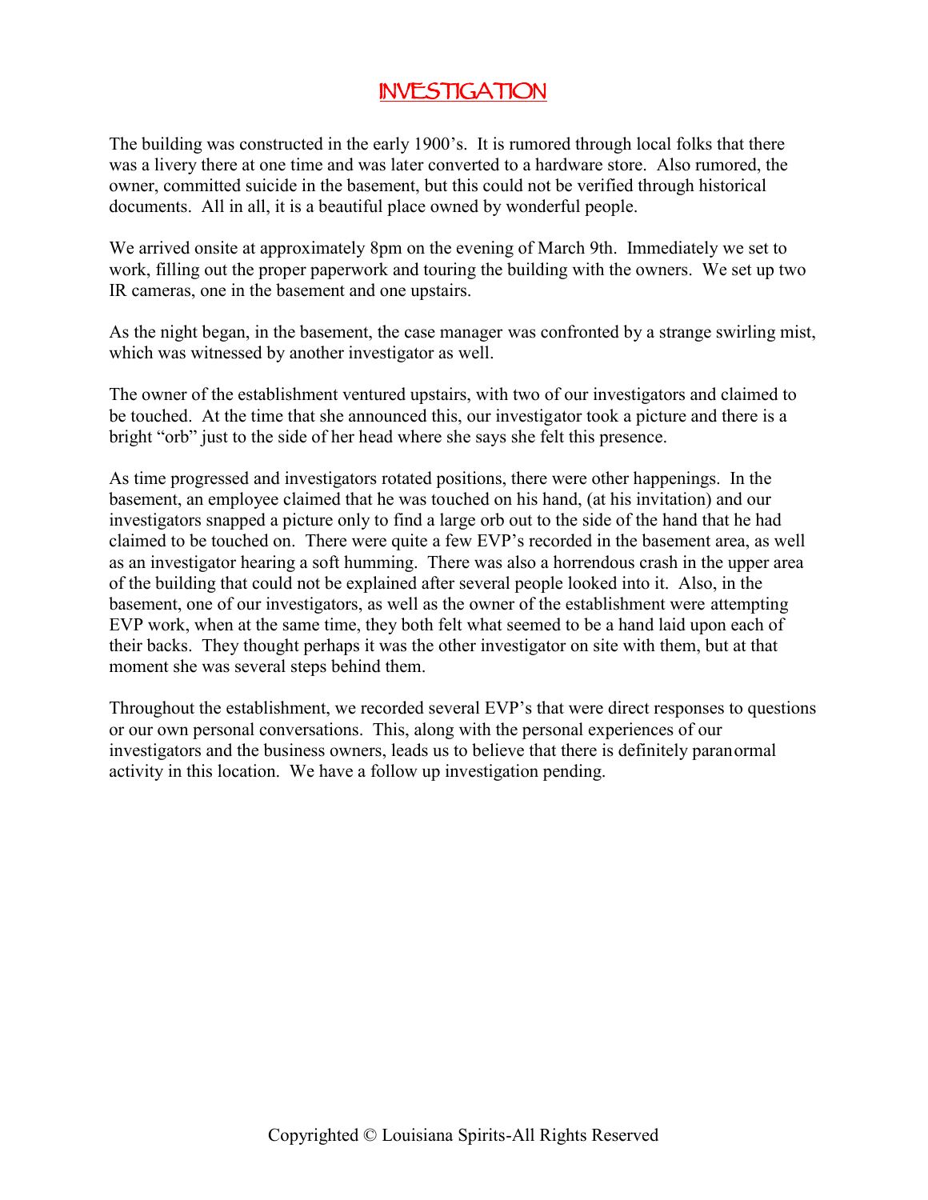# INVESTIGATION

The building was constructed in the early 1900's. It is rumored through local folks that there was a livery there at one time and was later converted to a hardware store. Also rumored, the owner, committed suicide in the basement, but this could not be verified through historical documents. All in all, it is a beautiful place owned by wonderful people.

We arrived onsite at approximately 8pm on the evening of March 9th. Immediately we set to work, filling out the proper paperwork and touring the building with the owners. We set up two IR cameras, one in the basement and one upstairs.

As the night began, in the basement, the case manager was confronted by a strange swirling mist, which was witnessed by another investigator as well.

The owner of the establishment ventured upstairs, with two of our investigators and claimed to be touched. At the time that she announced this, our investigator took a picture and there is a bright "orb" just to the side of her head where she says she felt this presence.

As time progressed and investigators rotated positions, there were other happenings. In the basement, an employee claimed that he was touched on his hand, (at his invitation) and our investigators snapped a picture only to find a large orb out to the side of the hand that he had claimed to be touched on. There were quite a few EVP's recorded in the basement area, as well as an investigator hearing a soft humming. There was also a horrendous crash in the upper area of the building that could not be explained after several people looked into it. Also, in the basement, one of our investigators, as well as the owner of the establishment were attempting EVP work, when at the same time, they both felt what seemed to be a hand laid upon each of their backs. They thought perhaps it was the other investigator on site with them, but at that moment she was several steps behind them.

Throughout the establishment, we recorded several EVP's that were direct responses to questions or our own personal conversations. This, along with the personal experiences of our investigators and the business owners, leads us to believe that there is definitely paranormal activity in this location. We have a follow up investigation pending.

Copyrighted © Louisiana Spirits-All Rights Reserved